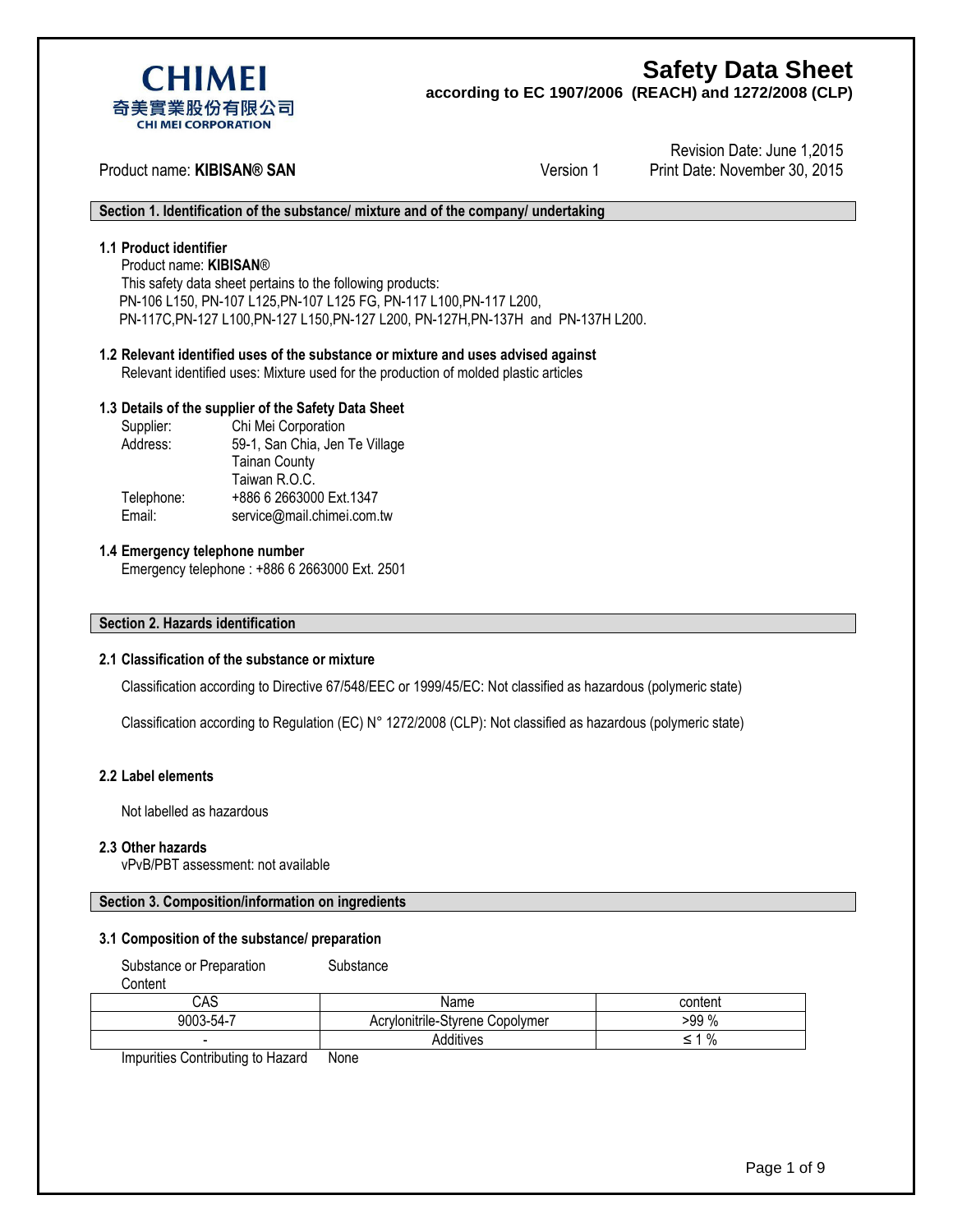**CHIMEI**
奇美實業股份有限公司
**CHI MEI CORPORATION**

# Safety Data Sheet

**according to EC 1907/2006 (REACH) and 1272/2008 (CLP)**

Revision Date: June 1,2015

Product name: **KIBISAN® SAN** Version 1 Print Date: November 30, 2015

## Section 1. Identification of the substance/ mixture and of the company/ undertaking

### 1.1 Product identifier

Product name: **KIBISAN®**

This safety data sheet pertains to the following products:
PN-106 L150, PN-107 L125,PN-107 L125 FG, PN-117 L100,PN-117 L200,
PN-117C,PN-127 L100,PN-127 L150,PN-127 L200, PN-127H,PN-137H and PN-137H L200.

### 1.2 Relevant identified uses of the substance or mixture and uses advised against

Relevant identified uses: Mixture used for the production of molded plastic articles

### 1.3 Details of the supplier of the Safety Data Sheet

| | |
|---|---|
| Supplier: | Chi Mei Corporation |
| Address: | 59-1, San Chia, Jen Te Village<br>Tainan County<br>Taiwan R.O.C. |
| Telephone: | +886 6 2663000 Ext.1347 |
| Email: | service@mail.chimei.com.tw |

### 1.4 Emergency telephone number

Emergency telephone : +886 6 2663000 Ext. 2501

## Section 2. Hazards identification

### 2.1 Classification of the substance or mixture

Classification according to Directive 67/548/EEC or 1999/45/EC: Not classified as hazardous (polymeric state)

Classification according to Regulation (EC) N° 1272/2008 (CLP): Not classified as hazardous (polymeric state)

### 2.2 Label elements

Not labelled as hazardous

### 2.3 Other hazards

vPvB/PBT assessment: not available

## Section 3. Composition/information on ingredients

### 3.1 Composition of the substance/ preparation

Substance or Preparation Substance

Content

| CAS | Name | content |
|---|---|---|
| 9003-54-7 | Acrylonitrile-Styrene Copolymer | >99 % |
| - | Additives | ≤ 1 % |

Impurities Contributing to Hazard None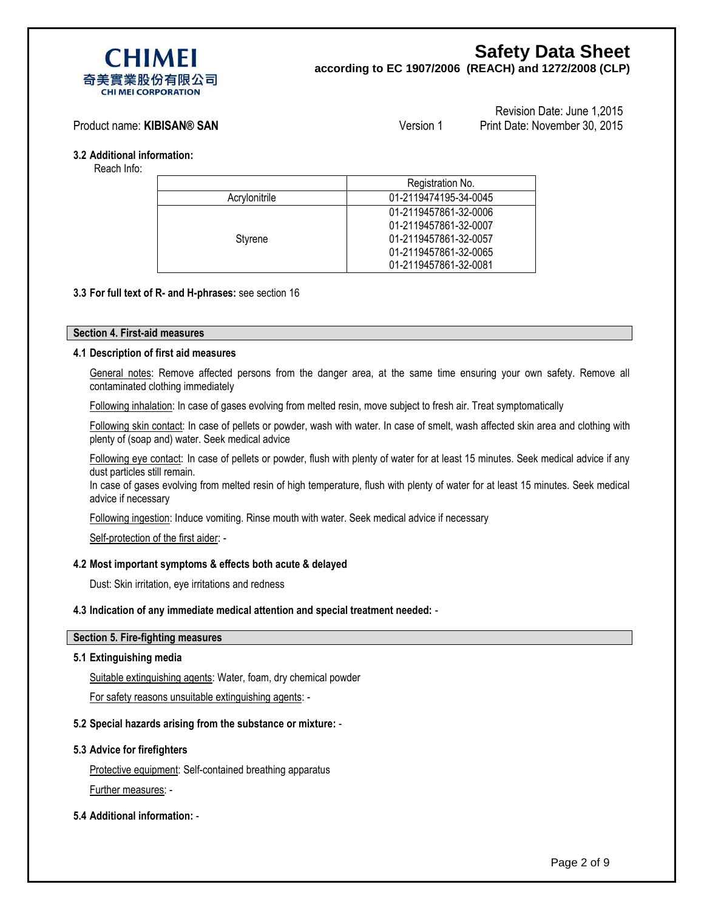### 3.2 Additional information:

Reach Info:

| | Registration No. |
|---|---|
| Acrylonitrile | 01-2119474195-34-0045 |
| Styrene | 01-2119457861-32-0006<br>01-2119457861-32-0007<br>01-2119457861-32-0057<br>01-2119457861-32-0065<br>01-2119457861-32-0081 |

### 3.3 For full text of R- and H-phrases: see section 16

## Section 4. First-aid measures

### 4.1 Description of first aid measures

General notes: Remove affected persons from the danger area, at the same time ensuring your own safety. Remove all contaminated clothing immediately

Following inhalation: In case of gases evolving from melted resin, move subject to fresh air. Treat symptomatically

Following skin contact: In case of pellets or powder, wash with water. In case of smelt, wash affected skin area and clothing with plenty of (soap and) water. Seek medical advice

Following eye contact: In case of pellets or powder, flush with plenty of water for at least 15 minutes. Seek medical advice if any dust particles still remain.
In case of gases evolving from melted resin of high temperature, flush with plenty of water for at least 15 minutes. Seek medical advice if necessary

Following ingestion: Induce vomiting. Rinse mouth with water. Seek medical advice if necessary

Self-protection of the first aider: -

### 4.2 Most important symptoms & effects both acute & delayed

Dust: Skin irritation, eye irritations and redness

### 4.3 Indication of any immediate medical attention and special treatment needed: -

## Section 5. Fire-fighting measures

### 5.1 Extinguishing media

Suitable extinguishing agents: Water, foam, dry chemical powder

For safety reasons unsuitable extinguishing agents: -

### 5.2 Special hazards arising from the substance or mixture: -

### 5.3 Advice for firefighters

Protective equipment: Self-contained breathing apparatus

Further measures: -

### 5.4 Additional information: -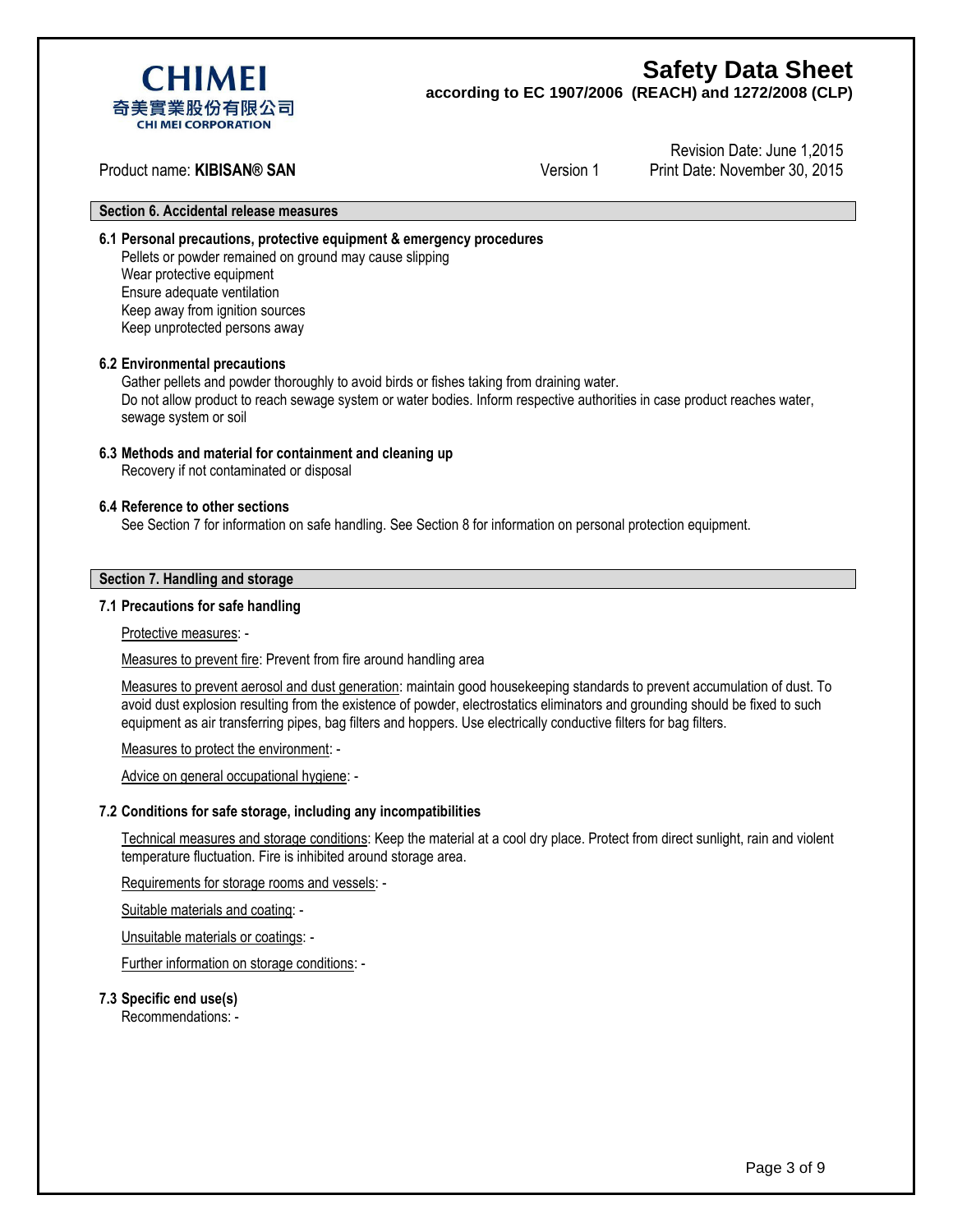## Section 6. Accidental release measures

### 6.1 Personal precautions, protective equipment & emergency procedures

Pellets or powder remained on ground may cause slipping
Wear protective equipment
Ensure adequate ventilation
Keep away from ignition sources
Keep unprotected persons away

### 6.2 Environmental precautions

Gather pellets and powder thoroughly to avoid birds or fishes taking from draining water.
Do not allow product to reach sewage system or water bodies. Inform respective authorities in case product reaches water, sewage system or soil

### 6.3 Methods and material for containment and cleaning up

Recovery if not contaminated or disposal

### 6.4 Reference to other sections

See Section 7 for information on safe handling. See Section 8 for information on personal protection equipment.

## Section 7. Handling and storage

### 7.1 Precautions for safe handling

Protective measures: -

Measures to prevent fire: Prevent from fire around handling area

Measures to prevent aerosol and dust generation: maintain good housekeeping standards to prevent accumulation of dust. To avoid dust explosion resulting from the existence of powder, electrostatics eliminators and grounding should be fixed to such equipment as air transferring pipes, bag filters and hoppers. Use electrically conductive filters for bag filters.

Measures to protect the environment: -

Advice on general occupational hygiene: -

### 7.2 Conditions for safe storage, including any incompatibilities

Technical measures and storage conditions: Keep the material at a cool dry place. Protect from direct sunlight, rain and violent temperature fluctuation. Fire is inhibited around storage area.

Requirements for storage rooms and vessels: -

Suitable materials and coating: -

Unsuitable materials or coatings: -

Further information on storage conditions: -

### 7.3 Specific end use(s)

Recommendations: -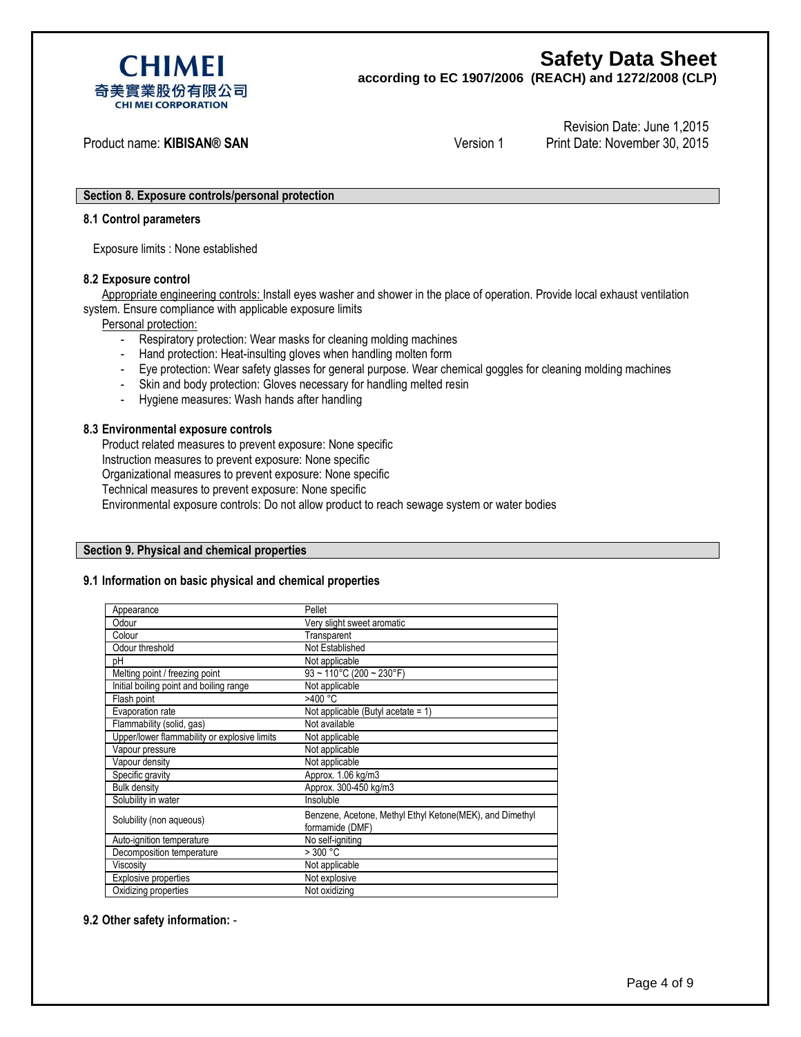## Section 8. Exposure controls/personal protection

### 8.1 Control parameters

Exposure limits : None established

### 8.2 Exposure control

Appropriate engineering controls: Install eyes washer and shower in the place of operation. Provide local exhaust ventilation system. Ensure compliance with applicable exposure limits

Personal protection:

- Respiratory protection: Wear masks for cleaning molding machines
- Hand protection: Heat-insulting gloves when handling molten form
- Eye protection: Wear safety glasses for general purpose. Wear chemical goggles for cleaning molding machines
- Skin and body protection: Gloves necessary for handling melted resin
- Hygiene measures: Wash hands after handling

### 8.3 Environmental exposure controls

Product related measures to prevent exposure: None specific
Instruction measures to prevent exposure: None specific
Organizational measures to prevent exposure: None specific
Technical measures to prevent exposure: None specific
Environmental exposure controls: Do not allow product to reach sewage system or water bodies

## Section 9. Physical and chemical properties

### 9.1 Information on basic physical and chemical properties

| | |
|---|---|
| Appearance | Pellet |
| Odour | Very slight sweet aromatic |
| Colour | Transparent |
| Odour threshold | Not Established |
| pH | Not applicable |
| Melting point / freezing point | 93 ~ 110°C (200 ~ 230°F) |
| Initial boiling point and boiling range | Not applicable |
| Flash point | >400 °C |
| Evaporation rate | Not applicable (Butyl acetate = 1) |
| Flammability (solid, gas) | Not available |
| Upper/lower flammability or explosive limits | Not applicable |
| Vapour pressure | Not applicable |
| Vapour density | Not applicable |
| Specific gravity | Approx. 1.06 kg/m3 |
| Bulk density | Approx. 300-450 kg/m3 |
| Solubility in water | Insoluble |
| Solubility (non aqueous) | Benzene, Acetone, Methyl Ethyl Ketone(MEK), and Dimethyl formamide (DMF) |
| Auto-ignition temperature | No self-igniting |
| Decomposition temperature | > 300 °C |
| Viscosity | Not applicable |
| Explosive properties | Not explosive |
| Oxidizing properties | Not oxidizing |

### 9.2 Other safety information: -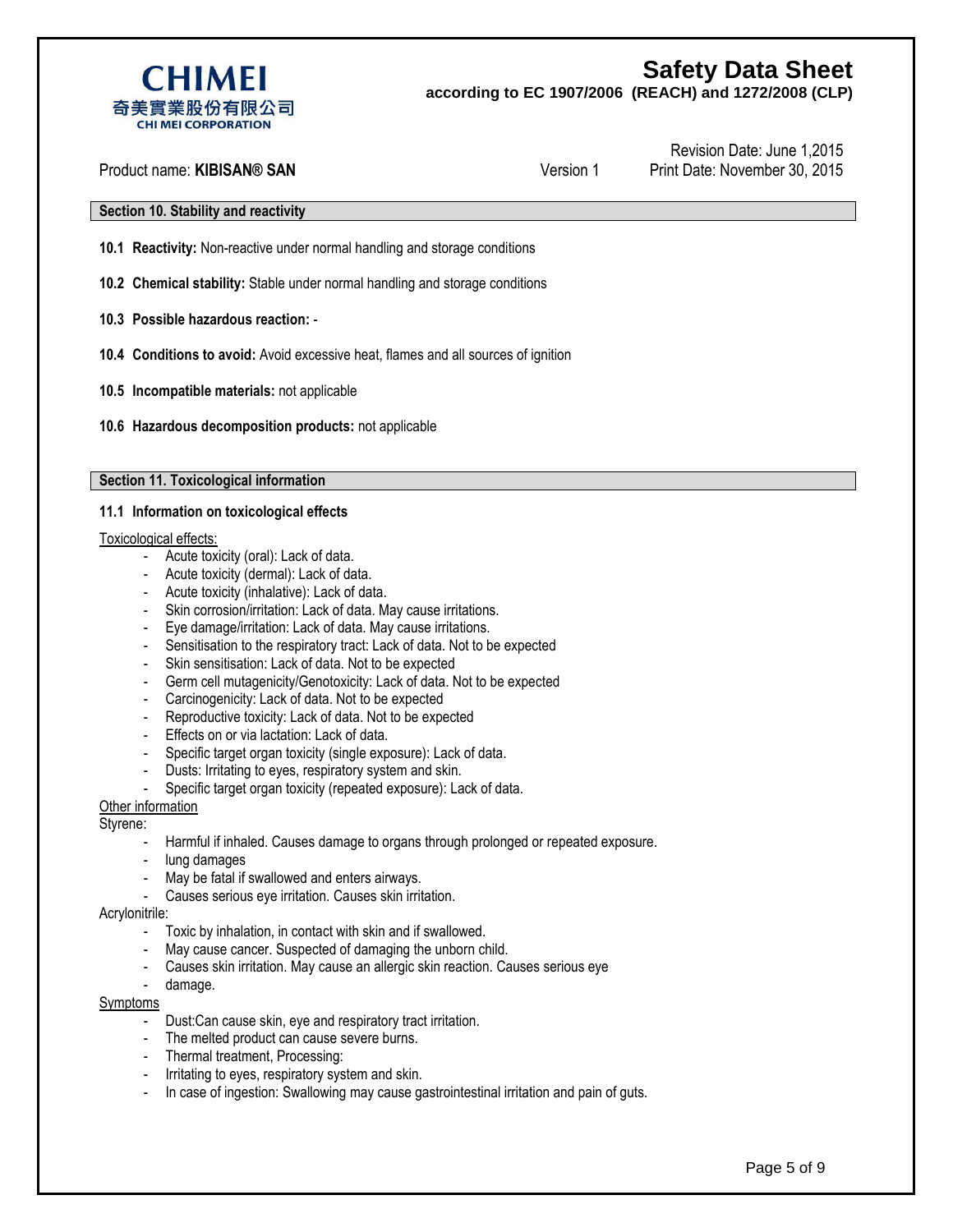## Section 10. Stability and reactivity

**10.1 Reactivity:** Non-reactive under normal handling and storage conditions

**10.2 Chemical stability:** Stable under normal handling and storage conditions

**10.3 Possible hazardous reaction:** -

**10.4 Conditions to avoid:** Avoid excessive heat, flames and all sources of ignition

**10.5 Incompatible materials:** not applicable

**10.6 Hazardous decomposition products:** not applicable

## Section 11. Toxicological information

### 11.1 Information on toxicological effects

Toxicological effects:

- Acute toxicity (oral): Lack of data.
- Acute toxicity (dermal): Lack of data.
- Acute toxicity (inhalative): Lack of data.
- Skin corrosion/irritation: Lack of data. May cause irritations.
- Eye damage/irritation: Lack of data. May cause irritations.
- Sensitisation to the respiratory tract: Lack of data. Not to be expected
- Skin sensitisation: Lack of data. Not to be expected
- Germ cell mutagenicity/Genotoxicity: Lack of data. Not to be expected
- Carcinogenicity: Lack of data. Not to be expected
- Reproductive toxicity: Lack of data. Not to be expected
- Effects on or via lactation: Lack of data.
- Specific target organ toxicity (single exposure): Lack of data.
- Dusts: Irritating to eyes, respiratory system and skin.
- Specific target organ toxicity (repeated exposure): Lack of data.

Other information

Styrene:

- Harmful if inhaled. Causes damage to organs through prolonged or repeated exposure.
- lung damages
- May be fatal if swallowed and enters airways.
- Causes serious eye irritation. Causes skin irritation.

Acrylonitrile:

- Toxic by inhalation, in contact with skin and if swallowed.
- May cause cancer. Suspected of damaging the unborn child.
- Causes skin irritation. May cause an allergic skin reaction. Causes serious eye
- damage.

Symptoms

- Dust:Can cause skin, eye and respiratory tract irritation.
- The melted product can cause severe burns.
- Thermal treatment, Processing:
- Irritating to eyes, respiratory system and skin.
- In case of ingestion: Swallowing may cause gastrointestinal irritation and pain of guts.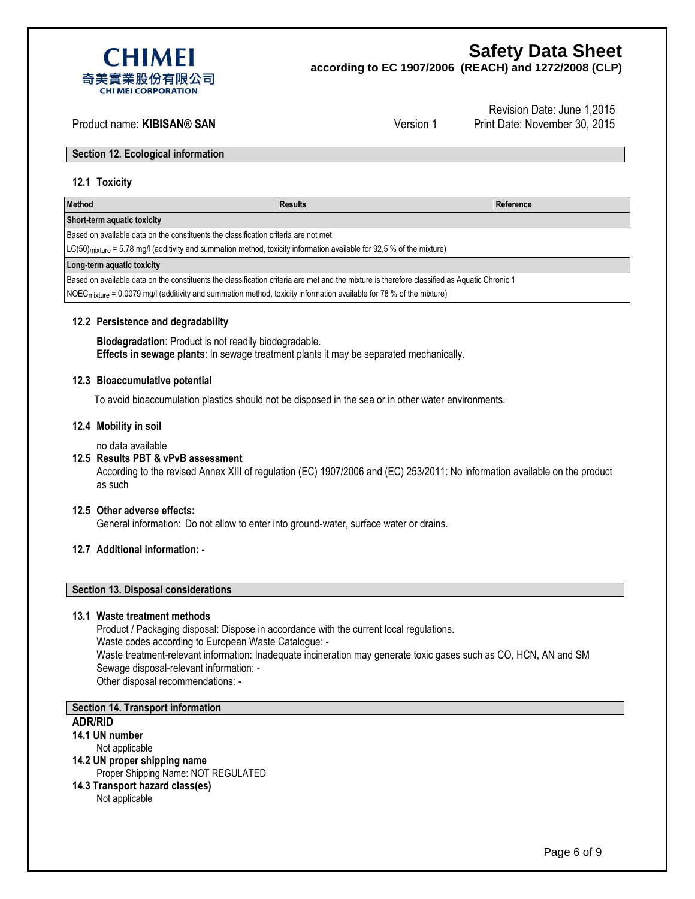## Section 12. Ecological information

### 12.1 Toxicity

| Method | Results | Reference |
|---|---|---|
| **Short-term aquatic toxicity** | | |
| Based on available data on the constituents the classification criteria are not met | | |
| $LC(50)_{mixture}$ = 5.78 mg/l (additivity and summation method, toxicity information available for 92,5 % of the mixture) | | |
| **Long-term aquatic toxicity** | | |
| Based on available data on the constituents the classification criteria are met and the mixture is therefore classified as Aquatic Chronic 1 | | |
| $NOEC_{mixture}$ = 0.0079 mg/l (additivity and summation method, toxicity information available for 78 % of the mixture) | | |

### 12.2 Persistence and degradability

**Biodegradation**: Product is not readily biodegradable.
**Effects in sewage plants**: In sewage treatment plants it may be separated mechanically.

### 12.3 Bioaccumulative potential

To avoid bioaccumulation plastics should not be disposed in the sea or in other water environments.

### 12.4 Mobility in soil

no data available

### 12.5 Results PBT & vPvB assessment

According to the revised Annex XIII of regulation (EC) 1907/2006 and (EC) 253/2011: No information available on the product as such

### 12.5 Other adverse effects:

General information: Do not allow to enter into ground-water, surface water or drains.

### 12.7 Additional information: -

## Section 13. Disposal considerations

### 13.1 Waste treatment methods

Product / Packaging disposal: Dispose in accordance with the current local regulations.
Waste codes according to European Waste Catalogue: -
Waste treatment-relevant information: Inadequate incineration may generate toxic gases such as CO, HCN, AN and SM
Sewage disposal-relevant information: -
Other disposal recommendations: -

## Section 14. Transport information

**ADR/RID**

**14.1 UN number**

Not applicable

**14.2 UN proper shipping name**

Proper Shipping Name: NOT REGULATED

**14.3 Transport hazard class(es)**

Not applicable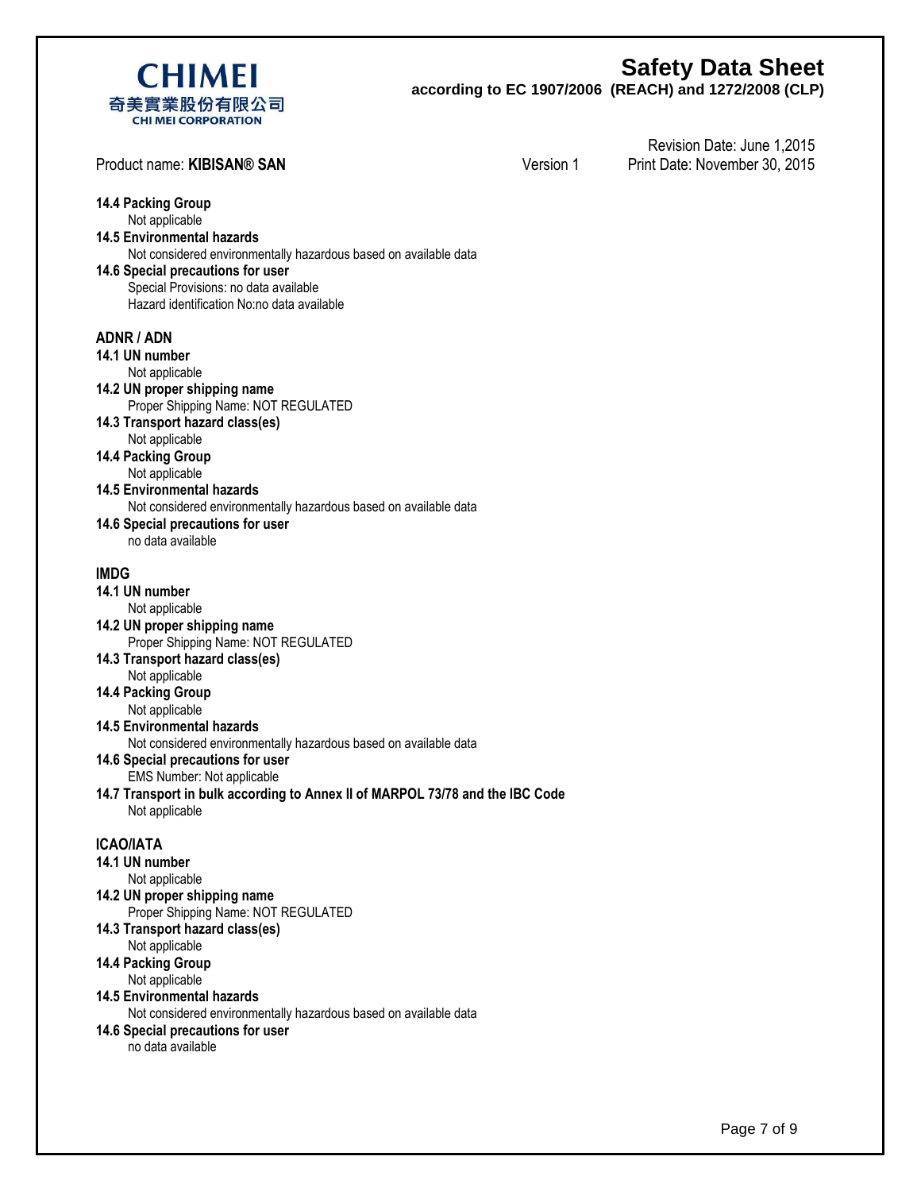**14.4 Packing Group**

Not applicable

**14.5 Environmental hazards**

Not considered environmentally hazardous based on available data

**14.6 Special precautions for user**

Special Provisions: no data available
Hazard identification No:no data available

**ADNR / ADN**

**14.1 UN number**

Not applicable

**14.2 UN proper shipping name**

Proper Shipping Name: NOT REGULATED

**14.3 Transport hazard class(es)**

Not applicable

**14.4 Packing Group**

Not applicable

**14.5 Environmental hazards**

Not considered environmentally hazardous based on available data

**14.6 Special precautions for user**

no data available

**IMDG**

**14.1 UN number**

Not applicable

**14.2 UN proper shipping name**

Proper Shipping Name: NOT REGULATED

**14.3 Transport hazard class(es)**

Not applicable

**14.4 Packing Group**

Not applicable

**14.5 Environmental hazards**

Not considered environmentally hazardous based on available data

**14.6 Special precautions for user**

EMS Number: Not applicable

**14.7 Transport in bulk according to Annex II of MARPOL 73/78 and the IBC Code**

Not applicable

**ICAO/IATA**

**14.1 UN number**

Not applicable

**14.2 UN proper shipping name**

Proper Shipping Name: NOT REGULATED

**14.3 Transport hazard class(es)**

Not applicable

**14.4 Packing Group**

Not applicable

**14.5 Environmental hazards**

Not considered environmentally hazardous based on available data

**14.6 Special precautions for user**

no data available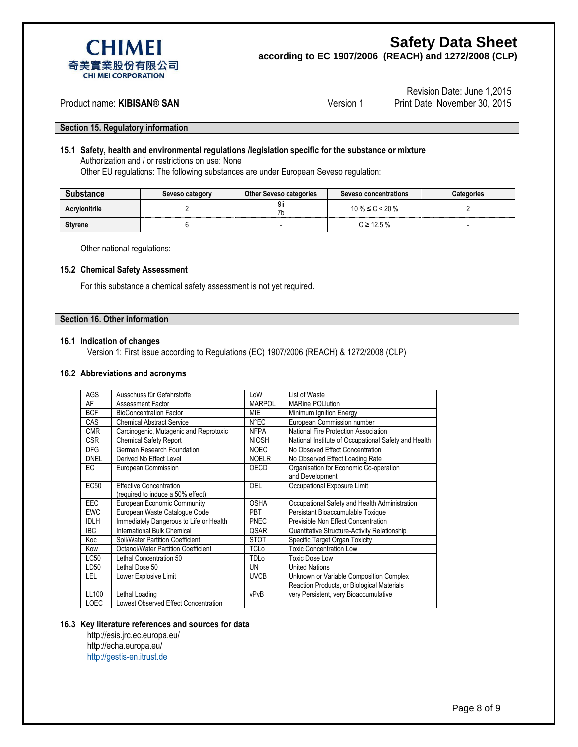## Section 15. Regulatory information

### 15.1 Safety, health and environmental regulations /legislation specific for the substance or mixture

Authorization and / or restrictions on use: None

Other EU regulations: The following substances are under European Seveso regulation:

| Substance | Seveso category | Other Seveso categories | Seveso concentrations | Categories |
|---|---|---|---|---|
| **Acrylonitrile** | 2 | 9ii<br>7b | 10 % ≤ C < 20 % | 2 |
| **Styrene** | 6 | - | C ≥ 12,5 % | - |

Other national regulations: -

### 15.2 Chemical Safety Assessment

For this substance a chemical safety assessment is not yet required.

## Section 16. Other information

### 16.1 Indication of changes

Version 1: First issue according to Regulations (EC) 1907/2006 (REACH) & 1272/2008 (CLP)

### 16.2 Abbreviations and acronyms

| | | | |
|---|---|---|---|
| AGS | Ausschuss für Gefahrstoffe | LoW | List of Waste |
| AF | Assessment Factor | MARPOL | MARine POLlution |
| BCF | BioConcentration Factor | MIE | Minimum Ignition Energy |
| CAS | Chemical Abstract Service | N°EC | European Commission number |
| CMR | Carcinogenic, Mutagenic and Reprotoxic | NFPA | National Fire Protection Association |
| CSR | Chemical Safety Report | NIOSH | National Institute of Occupational Safety and Health |
| DFG | German Research Foundation | NOEC | No Observed Effect Concentration |
| DNEL | Derived No Effect Level | NOELR | No Observed Effect Loading Rate |
| EC | European Commission | OECD | Organisation for Economic Co-operation and Development |
| EC50 | Effective Concentration (required to induce a 50% effect) | OEL | Occupational Exposure Limit |
| EEC | European Economic Community | OSHA | Occupational Safety and Health Administration |
| EWC | European Waste Catalogue Code | PBT | Persistant Bioaccumulable Toxique |
| IDLH | Immediately Dangerous to Life or Health | PNEC | Previsible Non Effect Concentration |
| IBC | International Bulk Chemical | QSAR | Quantitative Structure-Activity Relationship |
| Koc | Soil/Water Partition Coefficient | STOT | Specific Target Organ Toxicity |
| Kow | Octanol/Water Partition Coefficient | TCLo | Toxic Concentration Low |
| LC50 | Lethal Concentration 50 | TDLo | Toxic Dose Low |
| LD50 | Lethal Dose 50 | UN | United Nations |
| LEL | Lower Explosive Limit | UVCB | Unknown or Variable Composition Complex Reaction Products, or Biological Materials |
| LL100 | Lethal Loading | vPvB | very Persistent, very Bioaccumulative |
| LOEC | Lowest Observed Effect Concentration | | |

### 16.3 Key literature references and sources for data

http://esis.jrc.ec.europa.eu/
http://echa.europa.eu/
http://gestis-en.itrust.de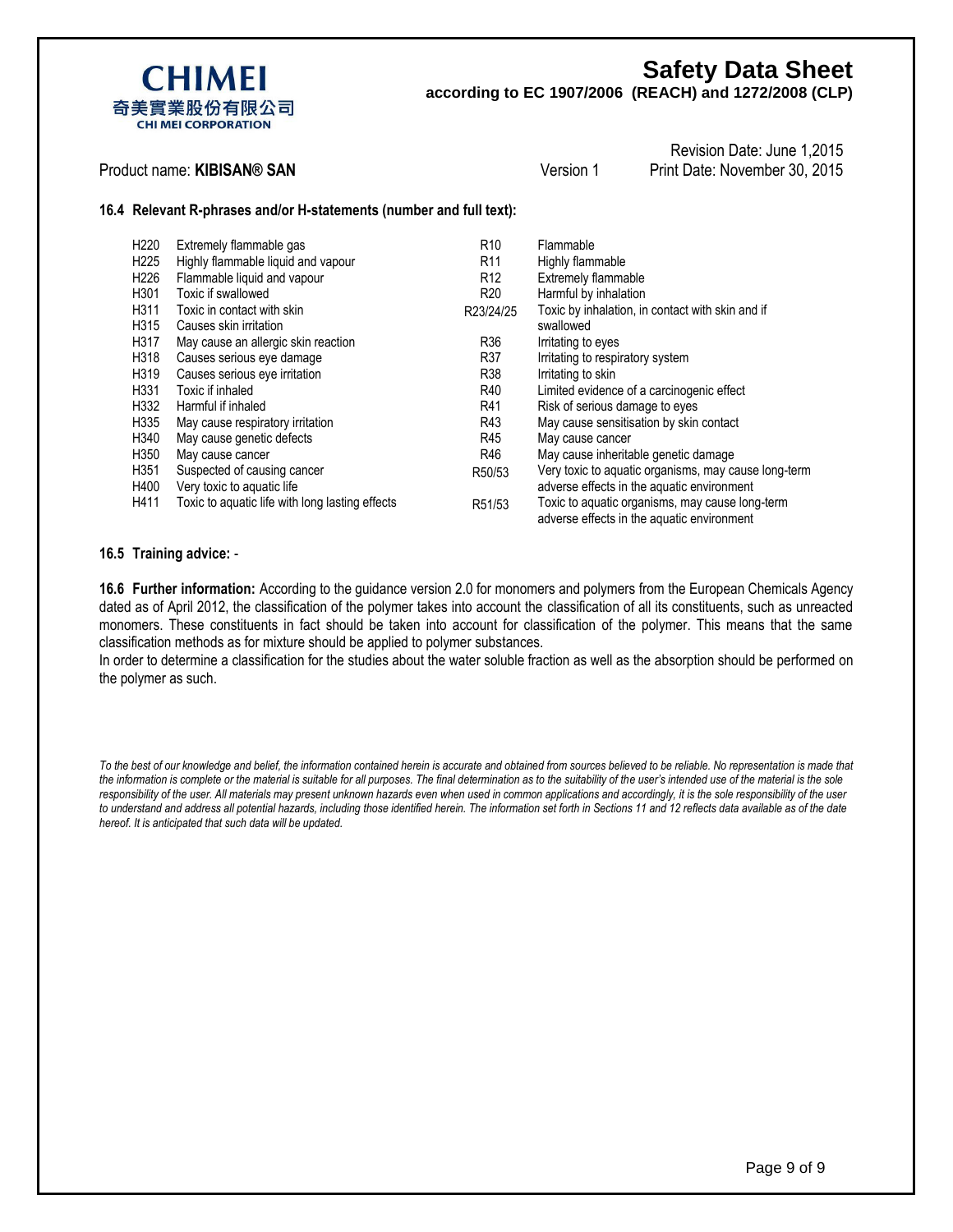#### 16.4 Relevant R-phrases and/or H-statements (number and full text):

| | | | |
|---|---|---|---|
| H220 | Extremely flammable gas | R10 | Flammable |
| H225 | Highly flammable liquid and vapour | R11 | Highly flammable |
| H226 | Flammable liquid and vapour | R12 | Extremely flammable |
| H301 | Toxic if swallowed | R20 | Harmful by inhalation |
| H311 | Toxic in contact with skin | R23/24/25 | Toxic by inhalation, in contact with skin and if swallowed |
| H315 | Causes skin irritation | | |
| H317 | May cause an allergic skin reaction | R36 | Irritating to eyes |
| H318 | Causes serious eye damage | R37 | Irritating to respiratory system |
| H319 | Causes serious eye irritation | R38 | Irritating to skin |
| H331 | Toxic if inhaled | R40 | Limited evidence of a carcinogenic effect |
| H332 | Harmful if inhaled | R41 | Risk of serious damage to eyes |
| H335 | May cause respiratory irritation | R43 | May cause sensitisation by skin contact |
| H340 | May cause genetic defects | R45 | May cause cancer |
| H350 | May cause cancer | R46 | May cause inheritable genetic damage |
| H351 | Suspected of causing cancer | R50/53 | Very toxic to aquatic organisms, may cause long-term adverse effects in the aquatic environment |
| H400 | Very toxic to aquatic life | | |
| H411 | Toxic to aquatic life with long lasting effects | R51/53 | Toxic to aquatic organisms, may cause long-term adverse effects in the aquatic environment |

#### 16.5 Training advice: -

**16.6 Further information:** According to the guidance version 2.0 for monomers and polymers from the European Chemicals Agency dated as of April 2012, the classification of the polymer takes into account the classification of all its constituents, such as unreacted monomers. These constituents in fact should be taken into account for classification of the polymer. This means that the same classification methods as for mixture should be applied to polymer substances.

In order to determine a classification for the studies about the water soluble fraction as well as the absorption should be performed on the polymer as such.

*To the best of our knowledge and belief, the information contained herein is accurate and obtained from sources believed to be reliable. No representation is made that the information is complete or the material is suitable for all purposes. The final determination as to the suitability of the user's intended use of the material is the sole responsibility of the user. All materials may present unknown hazards even when used in common applications and accordingly, it is the sole responsibility of the user to understand and address all potential hazards, including those identified herein. The information set forth in Sections 11 and 12 reflects data available as of the date hereof. It is anticipated that such data will be updated.*